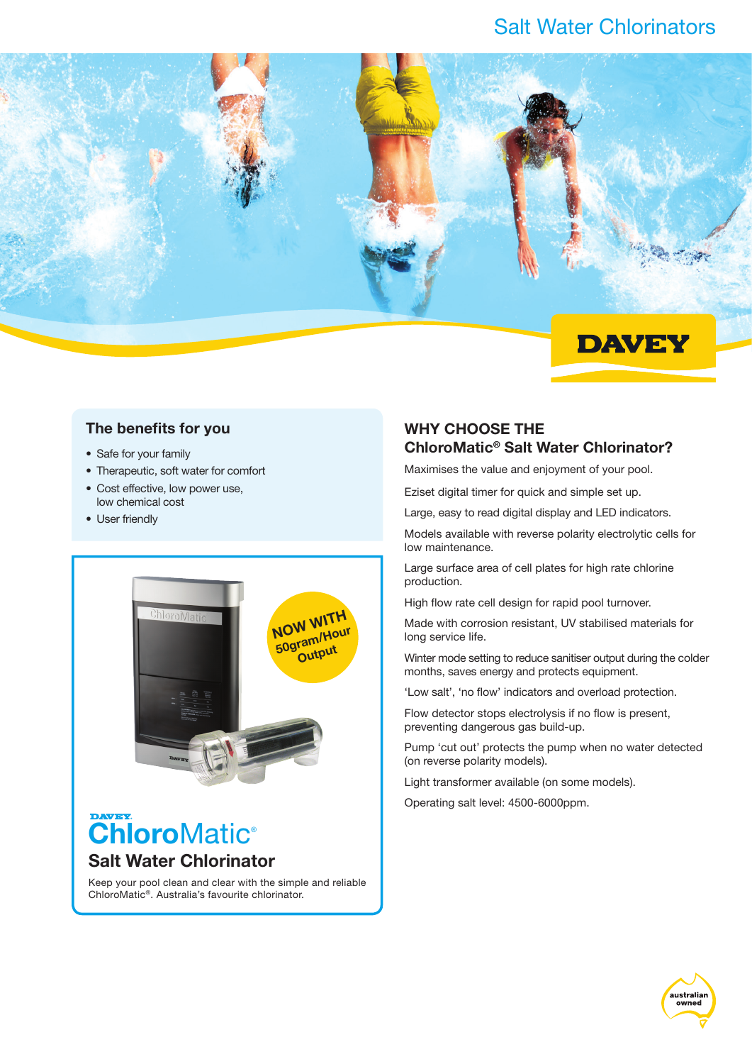# Salt Water Chlorinators

DAVEY

## The benefits for you

- Safe for your family
- Therapeutic, soft water for comfort
- Cost effective, low power use, low chemical cost
- User friendly

NOW WITH 50gram/Hour Output

DAVEY

# ChloroMatic®

## Salt Water Chlorinator

Keep your pool clean and clear with the simple and reliable ChloroMatic®. Australia's favourite chlorinator.

## WHY CHOOSE THE ChloroMatic® Salt Water Chlorinator?

Maximises the value and enjoyment of your pool.

Eziset digital timer for quick and simple set up.

Large, easy to read digital display and LED indicators.

Models available with reverse polarity electrolytic cells for low maintenance.

Large surface area of cell plates for high rate chlorine production.

High flow rate cell design for rapid pool turnover.

Made with corrosion resistant, UV stabilised materials for long service life.

Winter mode setting to reduce sanitiser output during the colder months, saves energy and protects equipment.

'Low salt', 'no flow' indicators and overload protection.

Flow detector stops electrolysis if no flow is present, preventing dangerous gas build-up.

Pump 'cut out' protects the pump when no water detected (on reverse polarity models).

Light transformer available (on some models).

Operating salt level: 4500-6000ppm.

australian owned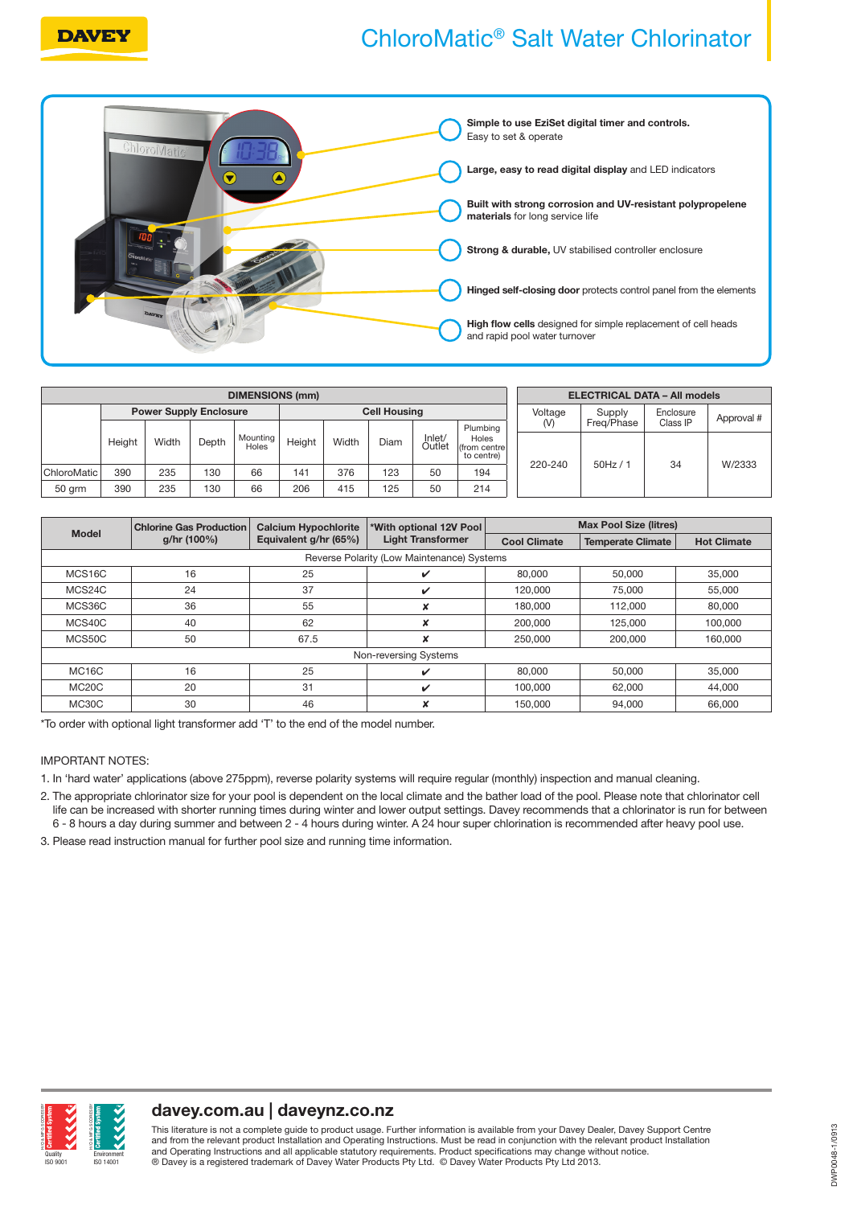# ChloroMatic® Salt Water Chlorinator

**Simple to use EziSet digital timer and controls.** Easy to set & operate

**Large, easy to read digital display** and LED indicators

**Built with strong corrosion and UV-resistant polypropelene materials** for long service life

**Strong & durable,** UV stabilised controller enclosure

**Hinged self-closing door** protects control panel from the elements

**High flow cells** designed for simple replacement of cell heads and rapid pool water turnover

| DIMENSIONS (mm) | | | | | | | | | |
|---|---|---|---|---|---|---|---|---|---|
| | Power Supply Enclosure | | | | Cell Housing | | | | |
| | Height | Width | Depth | Mounting Holes | Height | Width | Diam | Inlet/ Outlet | Plumbing Holes (from centre to centre) |
| ChloroMatic | 390 | 235 | 130 | 66 | 141 | 376 | 123 | 50 | 194 |
| 50 grm | 390 | 235 | 130 | 66 | 206 | 415 | 125 | 50 | 214 |

| ELECTRICAL DATA – All models | | | |
|---|---|---|---|
| Voltage (V) | Supply Freq/Phase | Enclosure Class IP | Approval # |
| 220-240 | 50Hz / 1 | 34 | W/2333 |

| Model | Chlorine Gas Production g/hr (100%) | Calcium Hypochlorite Equivalent g/hr (65%) | *With optional 12V Pool Light Transformer | Max Pool Size (litres) | | |
|---|---|---|---|---|---|---|
| | | | | Cool Climate | Temperate Climate | Hot Climate |
| Reverse Polarity (Low Maintenance) Systems | | | | | | |
| MCS16C | 16 | 25 | ✔ | 80,000 | 50,000 | 35,000 |
| MCS24C | 24 | 37 | ✔ | 120,000 | 75,000 | 55,000 |
| MCS36C | 36 | 55 | ✘ | 180,000 | 112,000 | 80,000 |
| MCS40C | 40 | 62 | ✘ | 200,000 | 125,000 | 100,000 |
| MCS50C | 50 | 67.5 | ✘ | 250,000 | 200,000 | 160,000 |
| Non-reversing Systems | | | | | | |
| MC16C | 16 | 25 | ✔ | 80,000 | 50,000 | 35,000 |
| MC20C | 20 | 31 | ✔ | 100,000 | 62,000 | 44,000 |
| MC30C | 30 | 46 | ✘ | 150,000 | 94,000 | 66,000 |

*To order with optional light transformer add 'T' to the end of the model number.

IMPORTANT NOTES:

1. In 'hard water' applications (above 275ppm), reverse polarity systems will require regular (monthly) inspection and manual cleaning.
2. The appropriate chlorinator size for your pool is dependent on the local climate and the bather load of the pool. Please note that chlorinator cell life can be increased with shorter running times during winter and lower output settings. Davey recommends that a chlorinator is run for between 6 - 8 hours a day during summer and between 2 - 4 hours during winter. A 24 hour super chlorination is recommended after heavy pool use.
3. Please read instruction manual for further pool size and running time information.

**davey.com.au | daveynz.co.nz**

This literature is not a complete guide to product usage. Further information is available from your Davey Dealer, Davey Support Centre and from the relevant product Installation and Operating Instructions. Must be read in conjunction with the relevant product Installation and Operating Instructions and all applicable statutory requirements. Product specifications may change without notice.
® Davey is a registered trademark of Davey Water Products Pty Ltd. © Davey Water Products Pty Ltd 2013.

DWP0048-1/0913